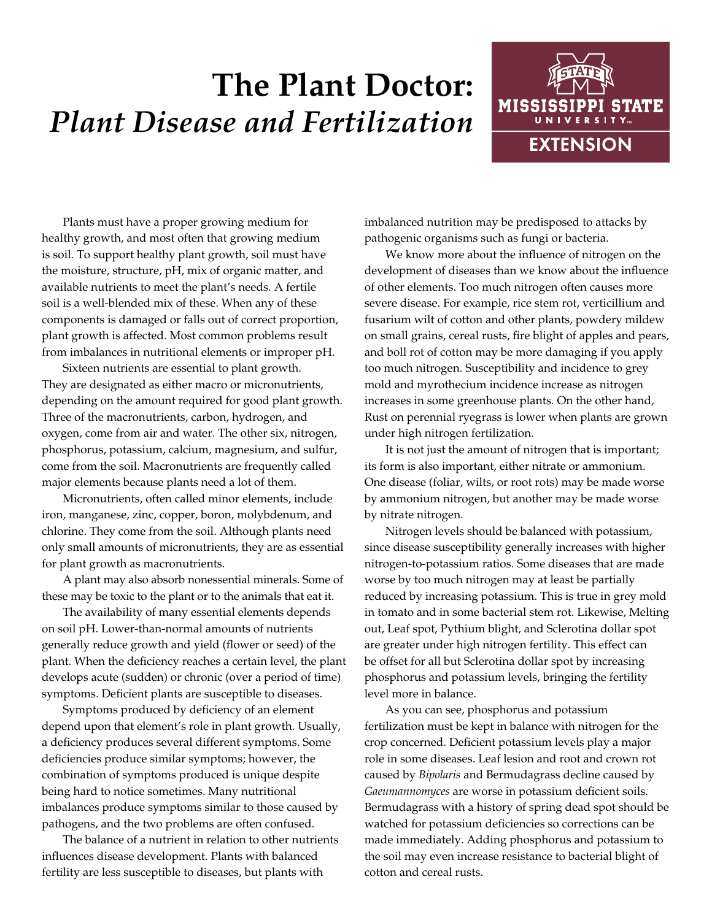# The Plant Doctor: *Plant Disease and Fertilization*

Plants must have a proper growing medium for healthy growth, and most often that growing medium is soil. To support healthy plant growth, soil must have the moisture, structure, pH, mix of organic matter, and available nutrients to meet the plant's needs. A fertile soil is a well-blended mix of these. When any of these components is damaged or falls out of correct proportion, plant growth is affected. Most common problems result from imbalances in nutritional elements or improper pH.

Sixteen nutrients are essential to plant growth. They are designated as either macro or micronutrients, depending on the amount required for good plant growth. Three of the macronutrients, carbon, hydrogen, and oxygen, come from air and water. The other six, nitrogen, phosphorus, potassium, calcium, magnesium, and sulfur, come from the soil. Macronutrients are frequently called major elements because plants need a lot of them.

Micronutrients, often called minor elements, include iron, manganese, zinc, copper, boron, molybdenum, and chlorine. They come from the soil. Although plants need only small amounts of micronutrients, they are as essential for plant growth as macronutrients.

A plant may also absorb nonessential minerals. Some of these may be toxic to the plant or to the animals that eat it.

The availability of many essential elements depends on soil pH. Lower-than-normal amounts of nutrients generally reduce growth and yield (flower or seed) of the plant. When the deficiency reaches a certain level, the plant develops acute (sudden) or chronic (over a period of time) symptoms. Deficient plants are susceptible to diseases.

Symptoms produced by deficiency of an element depend upon that element's role in plant growth. Usually, a deficiency produces several different symptoms. Some deficiencies produce similar symptoms; however, the combination of symptoms produced is unique despite being hard to notice sometimes. Many nutritional imbalances produce symptoms similar to those caused by pathogens, and the two problems are often confused.

The balance of a nutrient in relation to other nutrients influences disease development. Plants with balanced fertility are less susceptible to diseases, but plants with imbalanced nutrition may be predisposed to attacks by pathogenic organisms such as fungi or bacteria.

We know more about the influence of nitrogen on the development of diseases than we know about the influence of other elements. Too much nitrogen often causes more severe disease. For example, rice stem rot, verticillium and fusarium wilt of cotton and other plants, powdery mildew on small grains, cereal rusts, fire blight of apples and pears, and boll rot of cotton may be more damaging if you apply too much nitrogen. Susceptibility and incidence to grey mold and myrothecium incidence increase as nitrogen increases in some greenhouse plants. On the other hand, Rust on perennial ryegrass is lower when plants are grown under high nitrogen fertilization.

It is not just the amount of nitrogen that is important; its form is also important, either nitrate or ammonium. One disease (foliar, wilts, or root rots) may be made worse by ammonium nitrogen, but another may be made worse by nitrate nitrogen.

Nitrogen levels should be balanced with potassium, since disease susceptibility generally increases with higher nitrogen-to-potassium ratios. Some diseases that are made worse by too much nitrogen may at least be partially reduced by increasing potassium. This is true in grey mold in tomato and in some bacterial stem rot. Likewise, Melting out, Leaf spot, Pythium blight, and Sclerotina dollar spot are greater under high nitrogen fertility. This effect can be offset for all but Sclerotina dollar spot by increasing phosphorus and potassium levels, bringing the fertility level more in balance.

As you can see, phosphorus and potassium fertilization must be kept in balance with nitrogen for the crop concerned. Deficient potassium levels play a major role in some diseases. Leaf lesion and root and crown rot caused by *Bipolaris* and Bermudagrass decline caused by *Gaeumannomyces* are worse in potassium deficient soils. Bermudagrass with a history of spring dead spot should be watched for potassium deficiencies so corrections can be made immediately. Adding phosphorus and potassium to the soil may even increase resistance to bacterial blight of cotton and cereal rusts.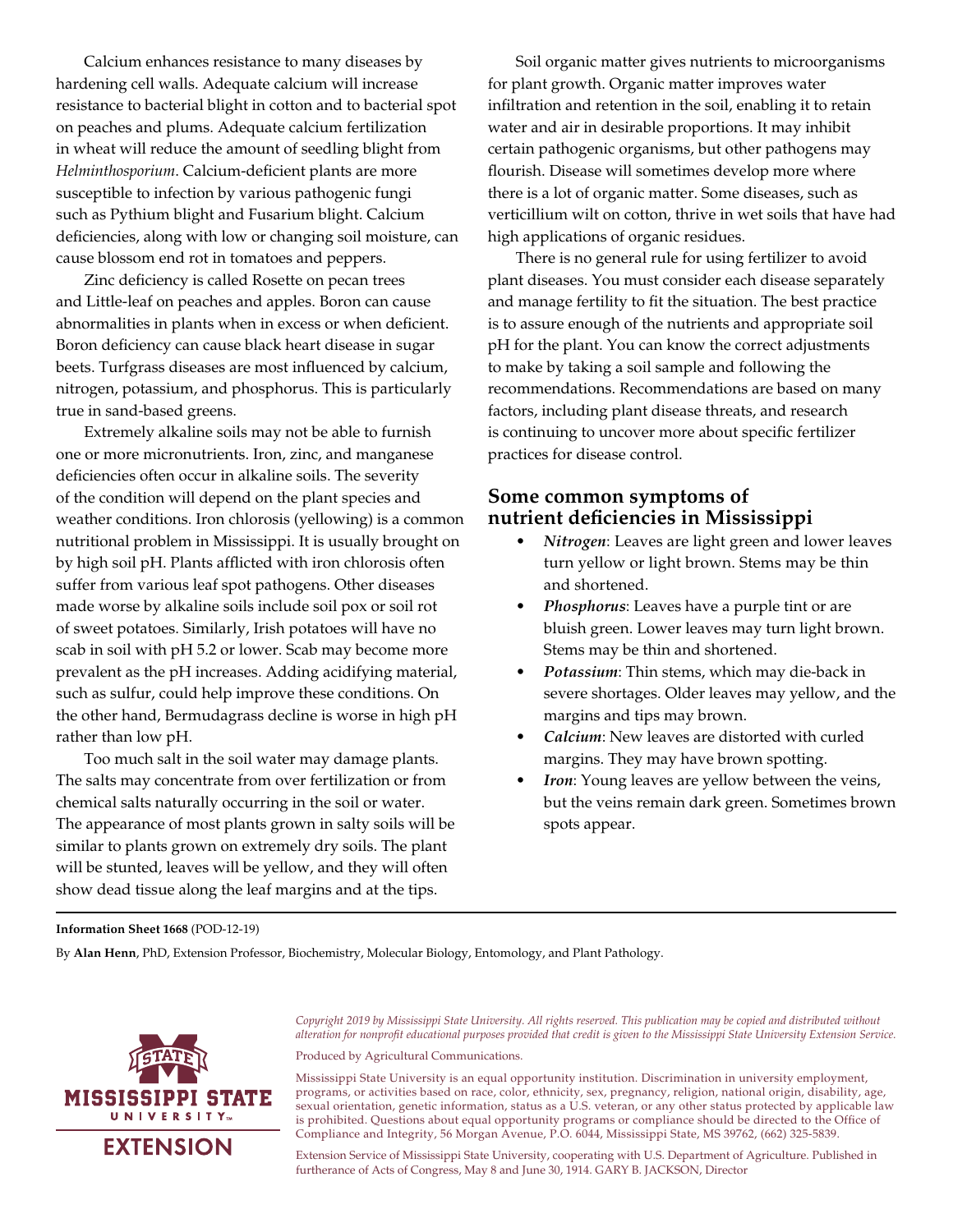Calcium enhances resistance to many diseases by hardening cell walls. Adequate calcium will increase resistance to bacterial blight in cotton and to bacterial spot on peaches and plums. Adequate calcium fertilization in wheat will reduce the amount of seedling blight from *Helminthosporium*. Calcium-deficient plants are more susceptible to infection by various pathogenic fungi such as Pythium blight and Fusarium blight. Calcium deficiencies, along with low or changing soil moisture, can cause blossom end rot in tomatoes and peppers.

Zinc deficiency is called Rosette on pecan trees and Little-leaf on peaches and apples. Boron can cause abnormalities in plants when in excess or when deficient. Boron deficiency can cause black heart disease in sugar beets. Turfgrass diseases are most influenced by calcium, nitrogen, potassium, and phosphorus. This is particularly true in sand-based greens.

Extremely alkaline soils may not be able to furnish one or more micronutrients. Iron, zinc, and manganese deficiencies often occur in alkaline soils. The severity of the condition will depend on the plant species and weather conditions. Iron chlorosis (yellowing) is a common nutritional problem in Mississippi. It is usually brought on by high soil pH. Plants afflicted with iron chlorosis often suffer from various leaf spot pathogens. Other diseases made worse by alkaline soils include soil pox or soil rot of sweet potatoes. Similarly, Irish potatoes will have no scab in soil with pH 5.2 or lower. Scab may become more prevalent as the pH increases. Adding acidifying material, such as sulfur, could help improve these conditions. On the other hand, Bermudagrass decline is worse in high pH rather than low pH.

Too much salt in the soil water may damage plants. The salts may concentrate from over fertilization or from chemical salts naturally occurring in the soil or water. The appearance of most plants grown in salty soils will be similar to plants grown on extremely dry soils. The plant will be stunted, leaves will be yellow, and they will often show dead tissue along the leaf margins and at the tips.

Soil organic matter gives nutrients to microorganisms for plant growth. Organic matter improves water infiltration and retention in the soil, enabling it to retain water and air in desirable proportions. It may inhibit certain pathogenic organisms, but other pathogens may flourish. Disease will sometimes develop more where there is a lot of organic matter. Some diseases, such as verticillium wilt on cotton, thrive in wet soils that have had high applications of organic residues.

There is no general rule for using fertilizer to avoid plant diseases. You must consider each disease separately and manage fertility to fit the situation. The best practice is to assure enough of the nutrients and appropriate soil pH for the plant. You can know the correct adjustments to make by taking a soil sample and following the recommendations. Recommendations are based on many factors, including plant disease threats, and research is continuing to uncover more about specific fertilizer practices for disease control.

## Some common symptoms of nutrient deficiencies in Mississippi

- ***Nitrogen***: Leaves are light green and lower leaves turn yellow or light brown. Stems may be thin and shortened.
- ***Phosphorus***: Leaves have a purple tint or are bluish green. Lower leaves may turn light brown. Stems may be thin and shortened.
- ***Potassium***: Thin stems, which may die-back in severe shortages. Older leaves may yellow, and the margins and tips may brown.
- ***Calcium***: New leaves are distorted with curled margins. They may have brown spotting.
- ***Iron***: Young leaves are yellow between the veins, but the veins remain dark green. Sometimes brown spots appear.

---

**Information Sheet 1668** (POD-12-19)

By **Alan Henn**, PhD, Extension Professor, Biochemistry, Molecular Biology, Entomology, and Plant Pathology.

MISSISSIPPI STATE UNIVERSITY EXTENSION

*Copyright 2019 by Mississippi State University. All rights reserved. This publication may be copied and distributed without alteration for nonprofit educational purposes provided that credit is given to the Mississippi State University Extension Service.*

Produced by Agricultural Communications.

Mississippi State University is an equal opportunity institution. Discrimination in university employment, programs, or activities based on race, color, ethnicity, sex, pregnancy, religion, national origin, disability, age, sexual orientation, genetic information, status as a U.S. veteran, or any other status protected by applicable law is prohibited. Questions about equal opportunity programs or compliance should be directed to the Office of Compliance and Integrity, 56 Morgan Avenue, P.O. 6044, Mississippi State, MS 39762, (662) 325-5839.

Extension Service of Mississippi State University, cooperating with U.S. Department of Agriculture. Published in furtherance of Acts of Congress, May 8 and June 30, 1914. GARY B. JACKSON, Director